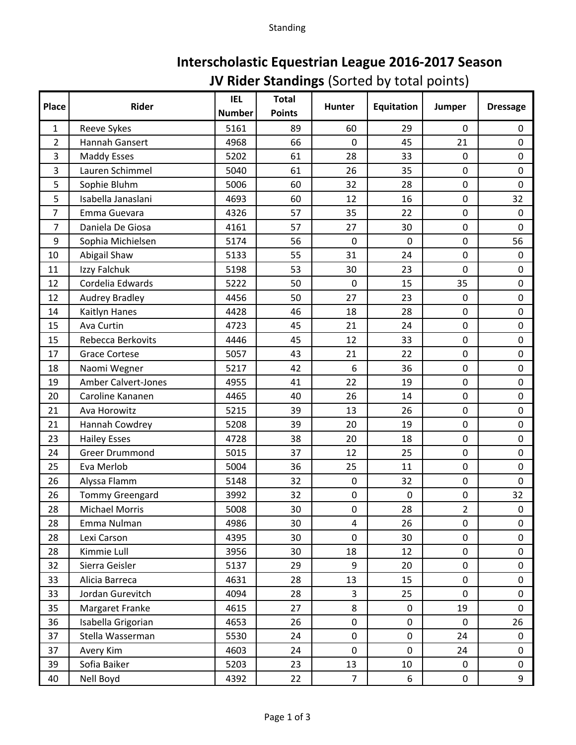# Interscholastic Equestrian League 2016-2017 Season

## JV Rider Standings (Sorted by total points)

| Place | Rider | IEL Number | Total Points | Hunter | Equitation | Jumper | Dressage |
|---|---|---|---|---|---|---|---|
| 1 | Reeve Sykes | 5161 | 89 | 60 | 29 | 0 | 0 |
| 2 | Hannah Gansert | 4968 | 66 | 0 | 45 | 21 | 0 |
| 3 | Maddy Esses | 5202 | 61 | 28 | 33 | 0 | 0 |
| 3 | Lauren Schimmel | 5040 | 61 | 26 | 35 | 0 | 0 |
| 5 | Sophie Bluhm | 5006 | 60 | 32 | 28 | 0 | 0 |
| 5 | Isabella Janaslani | 4693 | 60 | 12 | 16 | 0 | 32 |
| 7 | Emma Guevara | 4326 | 57 | 35 | 22 | 0 | 0 |
| 7 | Daniela De Giosa | 4161 | 57 | 27 | 30 | 0 | 0 |
| 9 | Sophia Michielsen | 5174 | 56 | 0 | 0 | 0 | 56 |
| 10 | Abigail Shaw | 5133 | 55 | 31 | 24 | 0 | 0 |
| 11 | Izzy Falchuk | 5198 | 53 | 30 | 23 | 0 | 0 |
| 12 | Cordelia Edwards | 5222 | 50 | 0 | 15 | 35 | 0 |
| 12 | Audrey Bradley | 4456 | 50 | 27 | 23 | 0 | 0 |
| 14 | Kaitlyn Hanes | 4428 | 46 | 18 | 28 | 0 | 0 |
| 15 | Ava Curtin | 4723 | 45 | 21 | 24 | 0 | 0 |
| 15 | Rebecca Berkovits | 4446 | 45 | 12 | 33 | 0 | 0 |
| 17 | Grace Cortese | 5057 | 43 | 21 | 22 | 0 | 0 |
| 18 | Naomi Wegner | 5217 | 42 | 6 | 36 | 0 | 0 |
| 19 | Amber Calvert-Jones | 4955 | 41 | 22 | 19 | 0 | 0 |
| 20 | Caroline Kananen | 4465 | 40 | 26 | 14 | 0 | 0 |
| 21 | Ava Horowitz | 5215 | 39 | 13 | 26 | 0 | 0 |
| 21 | Hannah Cowdrey | 5208 | 39 | 20 | 19 | 0 | 0 |
| 23 | Hailey Esses | 4728 | 38 | 20 | 18 | 0 | 0 |
| 24 | Greer Drummond | 5015 | 37 | 12 | 25 | 0 | 0 |
| 25 | Eva Merlob | 5004 | 36 | 25 | 11 | 0 | 0 |
| 26 | Alyssa Flamm | 5148 | 32 | 0 | 32 | 0 | 0 |
| 26 | Tommy Greengard | 3992 | 32 | 0 | 0 | 0 | 32 |
| 28 | Michael Morris | 5008 | 30 | 0 | 28 | 2 | 0 |
| 28 | Emma Nulman | 4986 | 30 | 4 | 26 | 0 | 0 |
| 28 | Lexi Carson | 4395 | 30 | 0 | 30 | 0 | 0 |
| 28 | Kimmie Lull | 3956 | 30 | 18 | 12 | 0 | 0 |
| 32 | Sierra Geisler | 5137 | 29 | 9 | 20 | 0 | 0 |
| 33 | Alicia Barreca | 4631 | 28 | 13 | 15 | 0 | 0 |
| 33 | Jordan Gurevitch | 4094 | 28 | 3 | 25 | 0 | 0 |
| 35 | Margaret Franke | 4615 | 27 | 8 | 0 | 19 | 0 |
| 36 | Isabella Grigorian | 4653 | 26 | 0 | 0 | 0 | 26 |
| 37 | Stella Wasserman | 5530 | 24 | 0 | 0 | 24 | 0 |
| 37 | Avery Kim | 4603 | 24 | 0 | 0 | 24 | 0 |
| 39 | Sofia Baiker | 5203 | 23 | 13 | 10 | 0 | 0 |
| 40 | Nell Boyd | 4392 | 22 | 7 | 6 | 0 | 9 |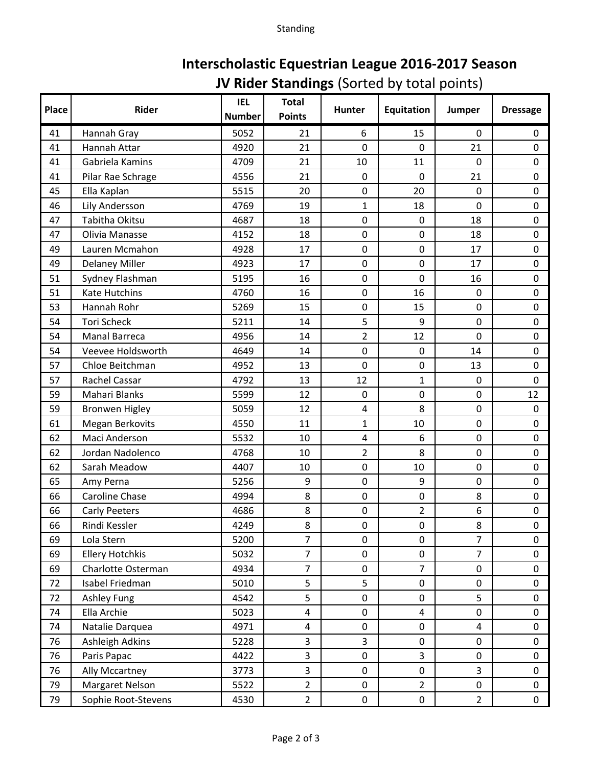# Interscholastic Equestrian League 2016-2017 Season

## JV Rider Standings (Sorted by total points)

| Place | Rider | IEL Number | Total Points | Hunter | Equitation | Jumper | Dressage |
|---|---|---|---|---|---|---|---|
| 41 | Hannah Gray | 5052 | 21 | 6 | 15 | 0 | 0 |
| 41 | Hannah Attar | 4920 | 21 | 0 | 0 | 21 | 0 |
| 41 | Gabriela Kamins | 4709 | 21 | 10 | 11 | 0 | 0 |
| 41 | Pilar Rae Schrage | 4556 | 21 | 0 | 0 | 21 | 0 |
| 45 | Ella Kaplan | 5515 | 20 | 0 | 20 | 0 | 0 |
| 46 | Lily Andersson | 4769 | 19 | 1 | 18 | 0 | 0 |
| 47 | Tabitha Okitsu | 4687 | 18 | 0 | 0 | 18 | 0 |
| 47 | Olivia Manasse | 4152 | 18 | 0 | 0 | 18 | 0 |
| 49 | Lauren Mcmahon | 4928 | 17 | 0 | 0 | 17 | 0 |
| 49 | Delaney Miller | 4923 | 17 | 0 | 0 | 17 | 0 |
| 51 | Sydney Flashman | 5195 | 16 | 0 | 0 | 16 | 0 |
| 51 | Kate Hutchins | 4760 | 16 | 0 | 16 | 0 | 0 |
| 53 | Hannah Rohr | 5269 | 15 | 0 | 15 | 0 | 0 |
| 54 | Tori Scheck | 5211 | 14 | 5 | 9 | 0 | 0 |
| 54 | Manal Barreca | 4956 | 14 | 2 | 12 | 0 | 0 |
| 54 | Veevee Holdsworth | 4649 | 14 | 0 | 0 | 14 | 0 |
| 57 | Chloe Beitchman | 4952 | 13 | 0 | 0 | 13 | 0 |
| 57 | Rachel Cassar | 4792 | 13 | 12 | 1 | 0 | 0 |
| 59 | Mahari Blanks | 5599 | 12 | 0 | 0 | 0 | 12 |
| 59 | Bronwen Higley | 5059 | 12 | 4 | 8 | 0 | 0 |
| 61 | Megan Berkovits | 4550 | 11 | 1 | 10 | 0 | 0 |
| 62 | Maci Anderson | 5532 | 10 | 4 | 6 | 0 | 0 |
| 62 | Jordan Nadolenco | 4768 | 10 | 2 | 8 | 0 | 0 |
| 62 | Sarah Meadow | 4407 | 10 | 0 | 10 | 0 | 0 |
| 65 | Amy Perna | 5256 | 9 | 0 | 9 | 0 | 0 |
| 66 | Caroline Chase | 4994 | 8 | 0 | 0 | 8 | 0 |
| 66 | Carly Peeters | 4686 | 8 | 0 | 2 | 6 | 0 |
| 66 | Rindi Kessler | 4249 | 8 | 0 | 0 | 8 | 0 |
| 69 | Lola Stern | 5200 | 7 | 0 | 0 | 7 | 0 |
| 69 | Ellery Hotchkis | 5032 | 7 | 0 | 0 | 7 | 0 |
| 69 | Charlotte Osterman | 4934 | 7 | 0 | 7 | 0 | 0 |
| 72 | Isabel Friedman | 5010 | 5 | 5 | 0 | 0 | 0 |
| 72 | Ashley Fung | 4542 | 5 | 0 | 0 | 5 | 0 |
| 74 | Ella Archie | 5023 | 4 | 0 | 4 | 0 | 0 |
| 74 | Natalie Darquea | 4971 | 4 | 0 | 0 | 4 | 0 |
| 76 | Ashleigh Adkins | 5228 | 3 | 3 | 0 | 0 | 0 |
| 76 | Paris Papac | 4422 | 3 | 0 | 3 | 0 | 0 |
| 76 | Ally Mccartney | 3773 | 3 | 0 | 0 | 3 | 0 |
| 79 | Margaret Nelson | 5522 | 2 | 0 | 2 | 0 | 0 |
| 79 | Sophie Root-Stevens | 4530 | 2 | 0 | 0 | 2 | 0 |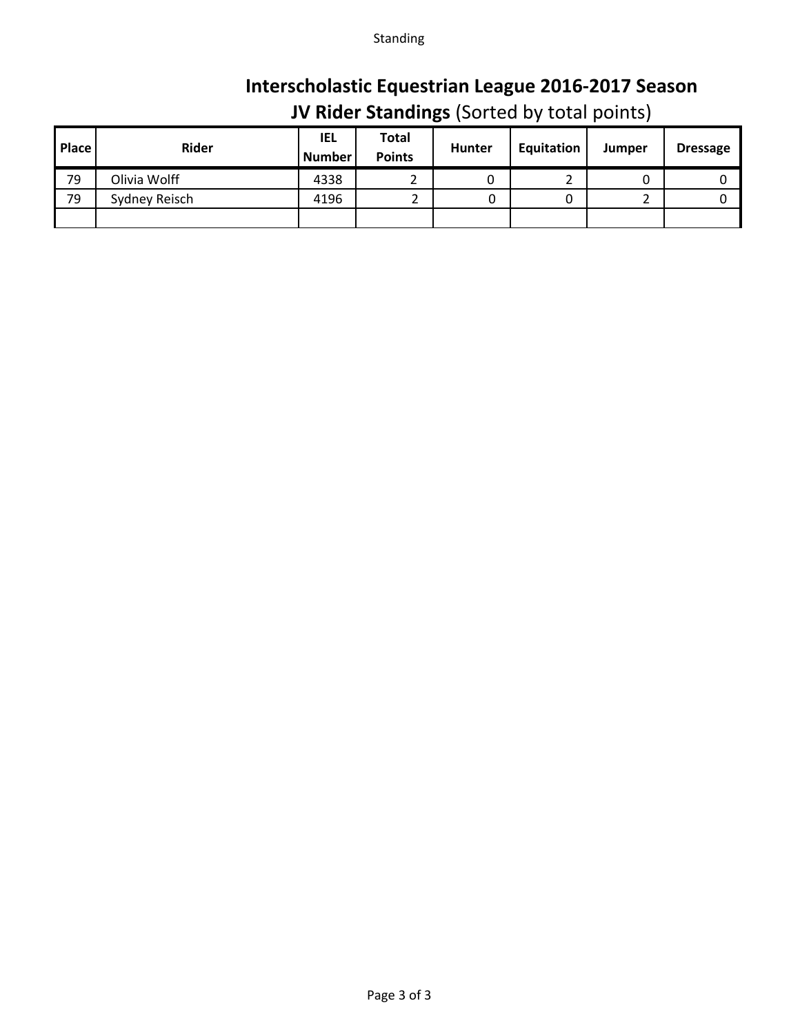# Interscholastic Equestrian League 2016-2017 Season

## JV Rider Standings (Sorted by total points)

| Place | Rider | IEL Number | Total Points | Hunter | Equitation | Jumper | Dressage |
|---|---|---|---|---|---|---|---|
| 79 | Olivia Wolff | 4338 | 2 | 0 | 2 | 0 | 0 |
| 79 | Sydney Reisch | 4196 | 2 | 0 | 0 | 2 | 0 |
| | | | | | | | |